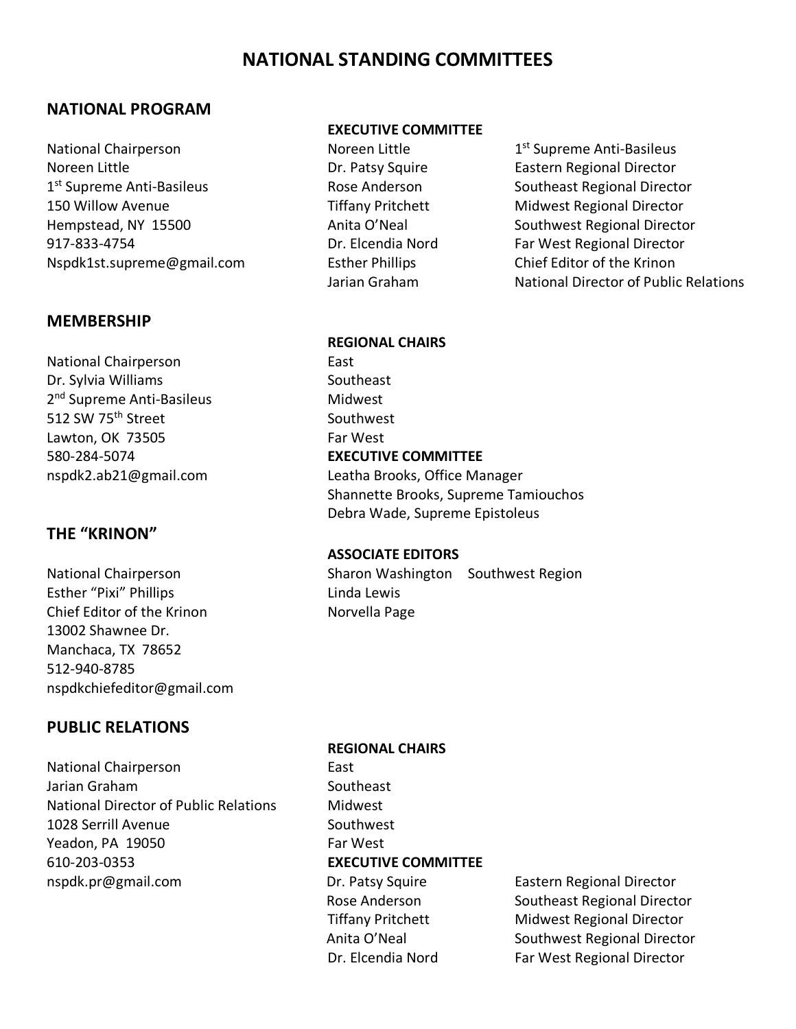# NATIONAL STANDING COMMITTEES

## NATIONAL PROGRAM

National Chairperson
Noreen Little
1st Supreme Anti-Basileus
150 Willow Avenue
Hempstead, NY 15500
917-833-4754
Nspdk1st.supreme@gmail.com

**EXECUTIVE COMMITTEE**

| | |
|---|---|
| Noreen Little | 1st Supreme Anti-Basileus |
| Dr. Patsy Squire | Eastern Regional Director |
| Rose Anderson | Southeast Regional Director |
| Tiffany Pritchett | Midwest Regional Director |
| Anita O'Neal | Southwest Regional Director |
| Dr. Elcendia Nord | Far West Regional Director |
| Esther Phillips | Chief Editor of the Krinon |
| Jarian Graham | National Director of Public Relations |

## MEMBERSHIP

National Chairperson
Dr. Sylvia Williams
2nd Supreme Anti-Basileus
512 SW 75th Street
Lawton, OK 73505
580-284-5074
nspdk2.ab21@gmail.com

**REGIONAL CHAIRS**

East
Southeast
Midwest
Southwest
Far West

**EXECUTIVE COMMITTEE**

Leatha Brooks, Office Manager
Shannette Brooks, Supreme Tamiouchos
Debra Wade, Supreme Epistoleus

## THE "KRINON"

National Chairperson
Esther "Pixi" Phillips
Chief Editor of the Krinon
13002 Shawnee Dr.
Manchaca, TX 78652
512-940-8785
nspdkchiefeditor@gmail.com

**ASSOCIATE EDITORS**

Sharon Washington Southwest Region
Linda Lewis
Norvella Page

## PUBLIC RELATIONS

National Chairperson
Jarian Graham
National Director of Public Relations
1028 Serrill Avenue
Yeadon, PA 19050
610-203-0353
nspdk.pr@gmail.com

**REGIONAL CHAIRS**

East
Southeast
Midwest
Southwest
Far West

**EXECUTIVE COMMITTEE**

| | |
|---|---|
| Dr. Patsy Squire | Eastern Regional Director |
| Rose Anderson | Southeast Regional Director |
| Tiffany Pritchett | Midwest Regional Director |
| Anita O'Neal | Southwest Regional Director |
| Dr. Elcendia Nord | Far West Regional Director |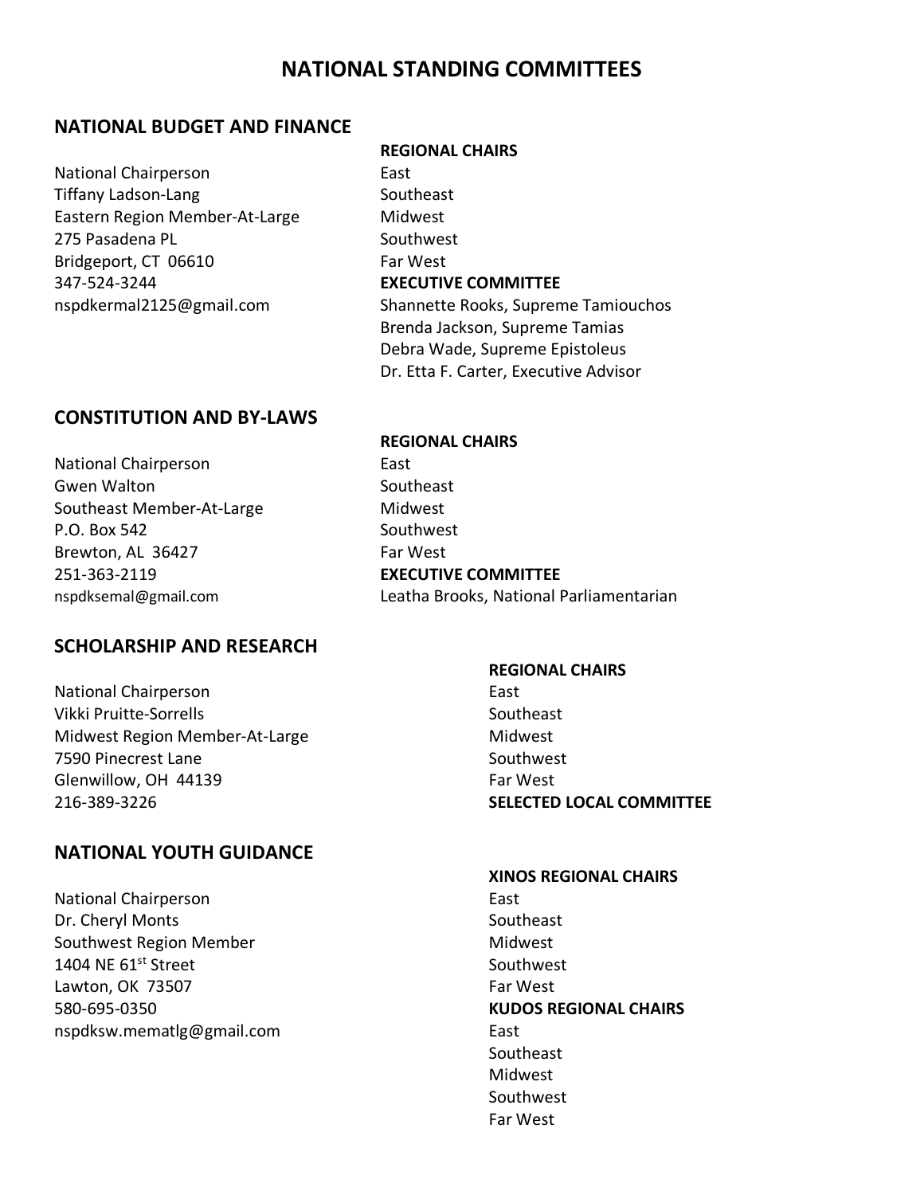# NATIONAL STANDING COMMITTEES

## NATIONAL BUDGET AND FINANCE

National Chairperson
Tiffany Ladson-Lang
Eastern Region Member-At-Large
275 Pasadena PL
Bridgeport, CT 06610
347-524-3244
nspdkermal2125@gmail.com

**REGIONAL CHAIRS**
East
Southeast
Midwest
Southwest
Far West

**EXECUTIVE COMMITTEE**
Shannette Rooks, Supreme Tamiouchos
Brenda Jackson, Supreme Tamias
Debra Wade, Supreme Epistoleus
Dr. Etta F. Carter, Executive Advisor

## CONSTITUTION AND BY-LAWS

National Chairperson
Gwen Walton
Southeast Member-At-Large
P.O. Box 542
Brewton, AL 36427
251-363-2119
nspdksemal@gmail.com

**REGIONAL CHAIRS**
East
Southeast
Midwest
Southwest
Far West

**EXECUTIVE COMMITTEE**
Leatha Brooks, National Parliamentarian

## SCHOLARSHIP AND RESEARCH

National Chairperson
Vikki Pruitte-Sorrells
Midwest Region Member-At-Large
7590 Pinecrest Lane
Glenwillow, OH 44139
216-389-3226

**REGIONAL CHAIRS**
East
Southeast
Midwest
Southwest
Far West

**SELECTED LOCAL COMMITTEE**

## NATIONAL YOUTH GUIDANCE

National Chairperson
Dr. Cheryl Monts
Southwest Region Member
1404 NE 61st Street
Lawton, OK 73507
580-695-0350
nspdksw.mematlg@gmail.com

**XINOS REGIONAL CHAIRS**
East
Southeast
Midwest
Southwest
Far West

**KUDOS REGIONAL CHAIRS**
East
Southeast
Midwest
Southwest
Far West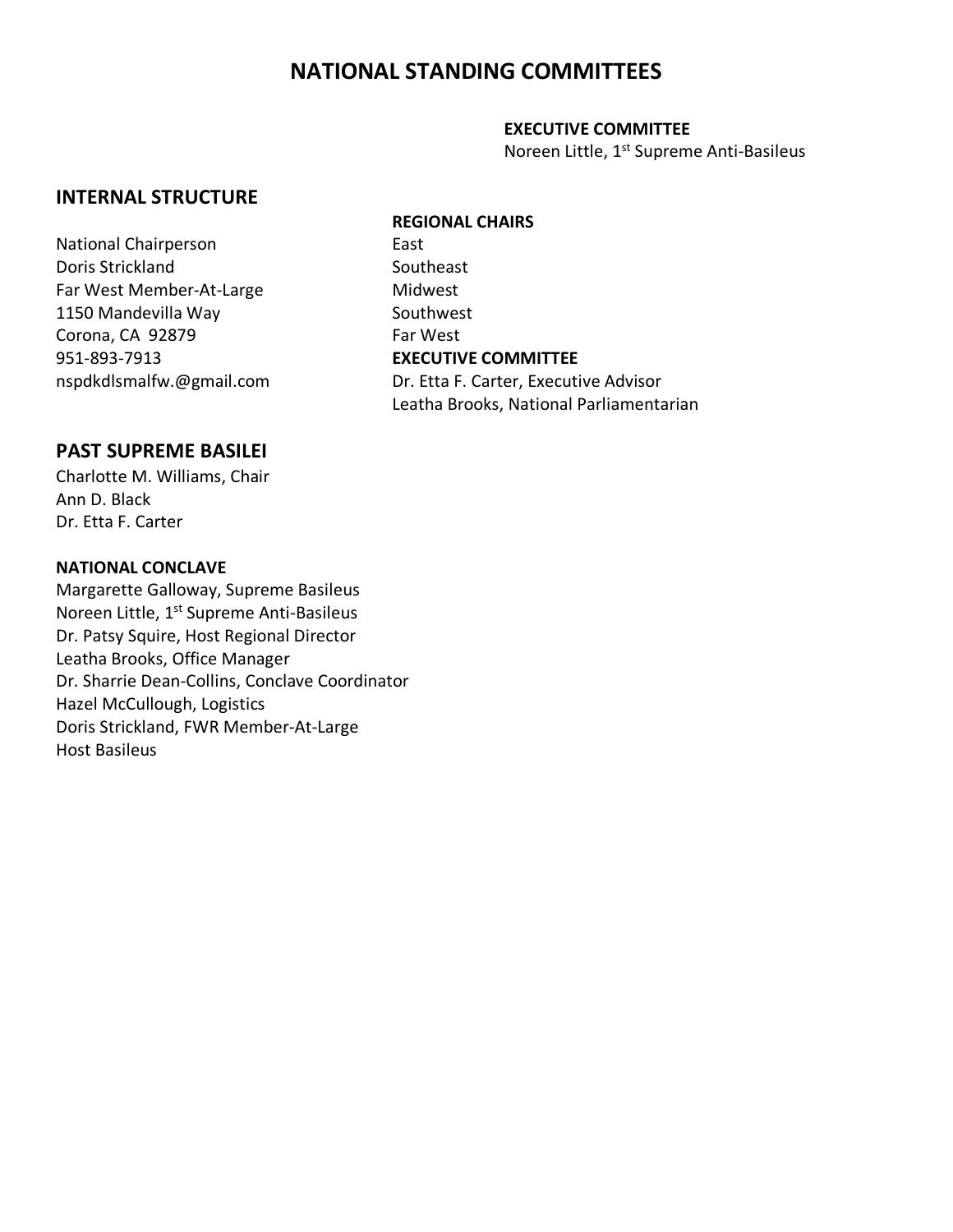# NATIONAL STANDING COMMITTEES

**EXECUTIVE COMMITTEE**
Noreen Little, 1st Supreme Anti-Basileus

## INTERNAL STRUCTURE

National Chairperson
Doris Strickland
Far West Member-At-Large
1150 Mandevilla Way
Corona, CA 92879
951-893-7913
nspdkdlsmalfw.@gmail.com

**REGIONAL CHAIRS**
East
Southeast
Midwest
Southwest
Far West

**EXECUTIVE COMMITTEE**
Dr. Etta F. Carter, Executive Advisor
Leatha Brooks, National Parliamentarian

## PAST SUPREME BASILEI

Charlotte M. Williams, Chair
Ann D. Black
Dr. Etta F. Carter

**NATIONAL CONCLAVE**
Margarette Galloway, Supreme Basileus
Noreen Little, 1st Supreme Anti-Basileus
Dr. Patsy Squire, Host Regional Director
Leatha Brooks, Office Manager
Dr. Sharrie Dean-Collins, Conclave Coordinator
Hazel McCullough, Logistics
Doris Strickland, FWR Member-At-Large
Host Basileus